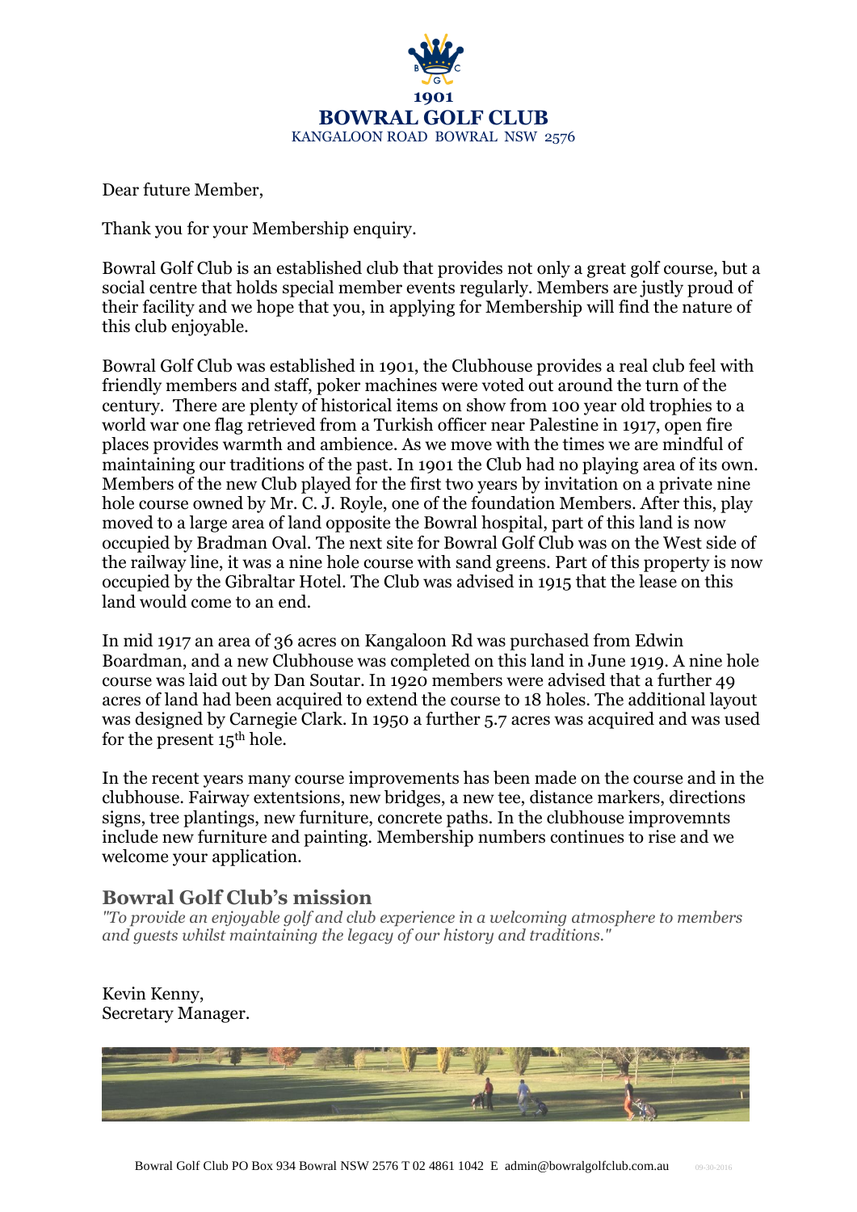**1901**
**BOWRAL GOLF CLUB**
KANGALOON ROAD BOWRAL NSW 2576

Dear future Member,

Thank you for your Membership enquiry.

Bowral Golf Club is an established club that provides not only a great golf course, but a social centre that holds special member events regularly. Members are justly proud of their facility and we hope that you, in applying for Membership will find the nature of this club enjoyable.

Bowral Golf Club was established in 1901, the Clubhouse provides a real club feel with friendly members and staff, poker machines were voted out around the turn of the century. There are plenty of historical items on show from 100 year old trophies to a world war one flag retrieved from a Turkish officer near Palestine in 1917, open fire places provides warmth and ambience. As we move with the times we are mindful of maintaining our traditions of the past. In 1901 the Club had no playing area of its own. Members of the new Club played for the first two years by invitation on a private nine hole course owned by Mr. C. J. Royle, one of the foundation Members. After this, play moved to a large area of land opposite the Bowral hospital, part of this land is now occupied by Bradman Oval. The next site for Bowral Golf Club was on the West side of the railway line, it was a nine hole course with sand greens. Part of this property is now occupied by the Gibraltar Hotel. The Club was advised in 1915 that the lease on this land would come to an end.

In mid 1917 an area of 36 acres on Kangaloon Rd was purchased from Edwin Boardman, and a new Clubhouse was completed on this land in June 1919. A nine hole course was laid out by Dan Soutar. In 1920 members were advised that a further 49 acres of land had been acquired to extend the course to 18 holes. The additional layout was designed by Carnegie Clark. In 1950 a further 5.7 acres was acquired and was used for the present 15th hole.

In the recent years many course improvements has been made on the course and in the clubhouse. Fairway extentsions, new bridges, a new tee, distance markers, directions signs, tree plantings, new furniture, concrete paths. In the clubhouse improvemnts include new furniture and painting. Membership numbers continues to rise and we welcome your application.

## Bowral Golf Club's mission

*"To provide an enjoyable golf and club experience in a welcoming atmosphere to members and guests whilst maintaining the legacy of our history and traditions."*

Kevin Kenny,
Secretary Manager.

Bowral Golf Club PO Box 934 Bowral NSW 2576 T 02 4861 1042 E admin@bowralgolfclub.com.au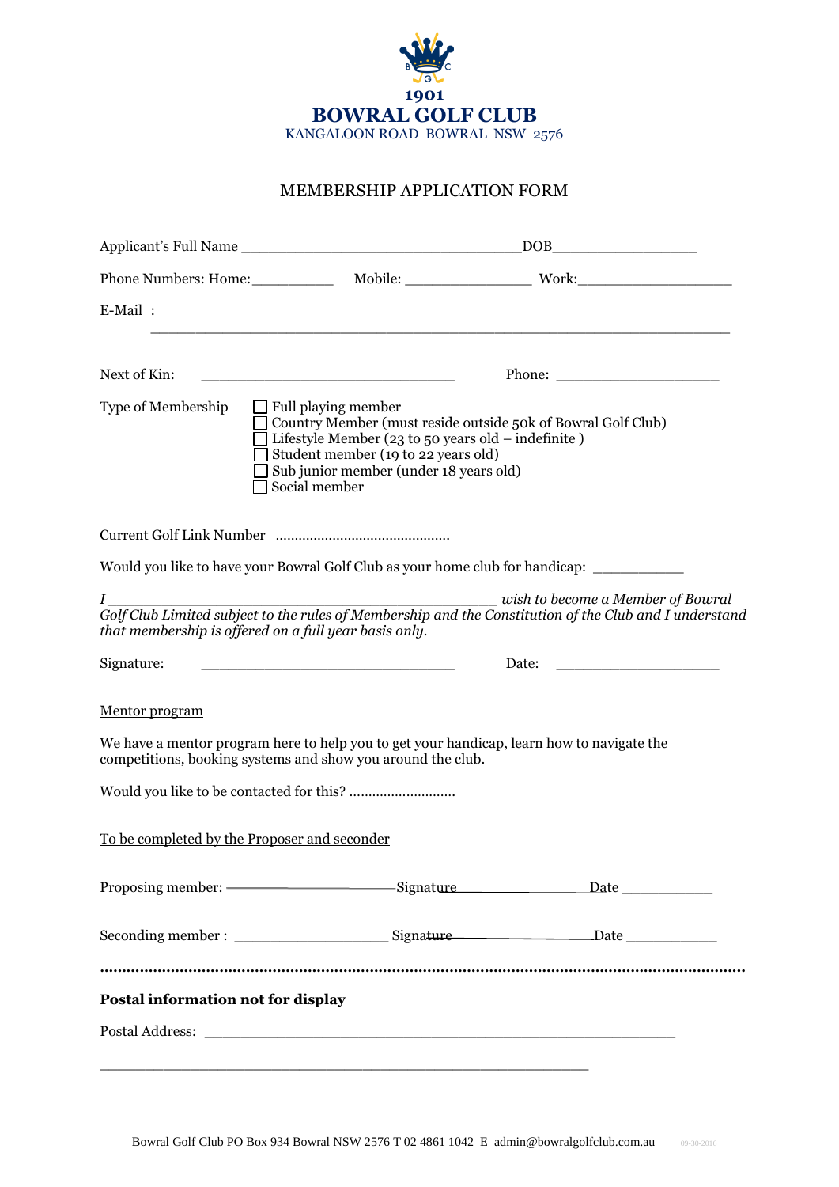**1901**
# BOWRAL GOLF CLUB
KANGALOON ROAD BOWRAL NSW 2576

## MEMBERSHIP APPLICATION FORM

Applicant's Full Name ________________________________ DOB________________

Phone Numbers: Home:__________ Mobile: _______________ Work:__________________

E-Mail :
__________________________________________________________________

Next of Kin: ______________________________ Phone: ___________________

Type of Membership
- ☐ Full playing member
- ☐ Country Member (must reside outside 50k of Bowral Golf Club)
- ☐ Lifestyle Member (23 to 50 years old – indefinite )
- ☐ Student member (19 to 22 years old)
- ☐ Sub junior member (under 18 years old)
- ☐ Social member

Current Golf Link Number .............................................

Would you like to have your Bowral Golf Club as your home club for handicap: __________

*I ____________________________________________ wish to become a Member of Bowral Golf Club Limited subject to the rules of Membership and the Constitution of the Club and I understand that membership is offered on a full year basis only.*

Signature: ______________________________ Date: ___________________

Mentor program

We have a mentor program here to help you to get your handicap, learn how to navigate the competitions, booking systems and show you around the club.

Would you like to be contacted for this? ...........................

To be completed by the Proposer and seconder

Proposing member: ____________________ Signature ________________ Date ___________

Seconding member : __________________ Signature ________________ Date ___________

.................................................................................................................................................

**Postal information not for display**

Postal Address: ________________________________________________________

__________________________________________________________

Bowral Golf Club PO Box 934 Bowral NSW 2576 T 02 4861 1042 E admin@bowralgolfclub.com.au 09-30-2016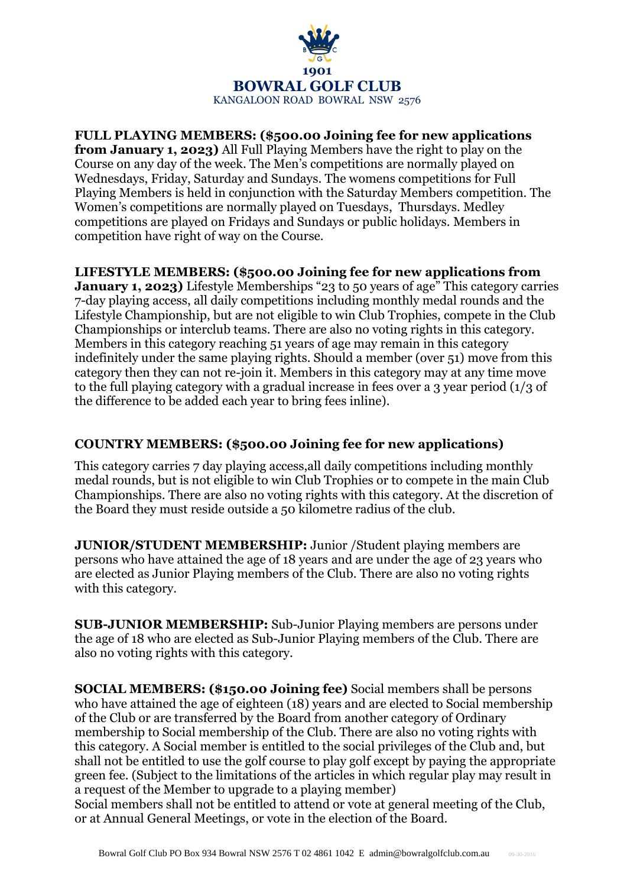# 1901
# BOWRAL GOLF CLUB

KANGALOON ROAD BOWRAL NSW 2576

**FULL PLAYING MEMBERS: ($500.00 Joining fee for new applications from January 1, 2023)** All Full Playing Members have the right to play on the Course on any day of the week. The Men's competitions are normally played on Wednesdays, Friday, Saturday and Sundays. The womens competitions for Full Playing Members is held in conjunction with the Saturday Members competition. The Women's competitions are normally played on Tuesdays, Thursdays. Medley competitions are played on Fridays and Sundays or public holidays. Members in competition have right of way on the Course.

**LIFESTYLE MEMBERS: ($500.00 Joining fee for new applications from January 1, 2023)** Lifestyle Memberships "23 to 50 years of age" This category carries 7-day playing access, all daily competitions including monthly medal rounds and the Lifestyle Championship, but are not eligible to win Club Trophies, compete in the Club Championships or interclub teams. There are also no voting rights in this category. Members in this category reaching 51 years of age may remain in this category indefinitely under the same playing rights. Should a member (over 51) move from this category then they can not re-join it. Members in this category may at any time move to the full playing category with a gradual increase in fees over a 3 year period (1/3 of the difference to be added each year to bring fees inline).

**COUNTRY MEMBERS: ($500.00 Joining fee for new applications)**

This category carries 7 day playing access,all daily competitions including monthly medal rounds, but is not eligible to win Club Trophies or to compete in the main Club Championships. There are also no voting rights with this category. At the discretion of the Board they must reside outside a 50 kilometre radius of the club.

**JUNIOR/STUDENT MEMBERSHIP:** Junior /Student playing members are persons who have attained the age of 18 years and are under the age of 23 years who are elected as Junior Playing members of the Club. There are also no voting rights with this category.

**SUB-JUNIOR MEMBERSHIP:** Sub-Junior Playing members are persons under the age of 18 who are elected as Sub-Junior Playing members of the Club. There are also no voting rights with this category.

**SOCIAL MEMBERS: ($150.00 Joining fee)** Social members shall be persons who have attained the age of eighteen (18) years and are elected to Social membership of the Club or are transferred by the Board from another category of Ordinary membership to Social membership of the Club. There are also no voting rights with this category. A Social member is entitled to the social privileges of the Club and, but shall not be entitled to use the golf course to play golf except by paying the appropriate green fee. (Subject to the limitations of the articles in which regular play may result in a request of the Member to upgrade to a playing member)
Social members shall not be entitled to attend or vote at general meeting of the Club, or at Annual General Meetings, or vote in the election of the Board.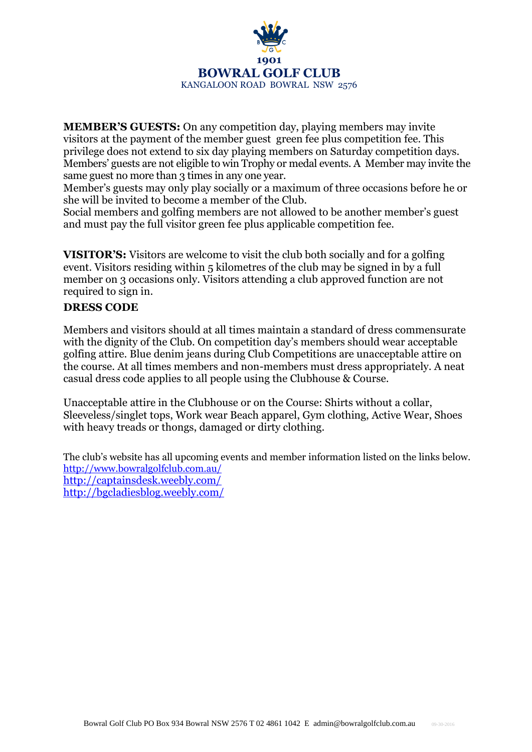**MEMBER'S GUESTS:** On any competition day, playing members may invite visitors at the payment of the member guest green fee plus competition fee. This privilege does not extend to six day playing members on Saturday competition days. Members' guests are not eligible to win Trophy or medal events. A Member may invite the same guest no more than 3 times in any one year.

Member's guests may only play socially or a maximum of three occasions before he or she will be invited to become a member of the Club.

Social members and golfing members are not allowed to be another member's guest and must pay the full visitor green fee plus applicable competition fee.

**VISITOR'S:** Visitors are welcome to visit the club both socially and for a golfing event. Visitors residing within 5 kilometres of the club may be signed in by a full member on 3 occasions only. Visitors attending a club approved function are not required to sign in.

**DRESS CODE**

Members and visitors should at all times maintain a standard of dress commensurate with the dignity of the Club. On competition day's members should wear acceptable golfing attire. Blue denim jeans during Club Competitions are unacceptable attire on the course. At all times members and non-members must dress appropriately. A neat casual dress code applies to all people using the Clubhouse & Course.

Unacceptable attire in the Clubhouse or on the Course: Shirts without a collar, Sleeveless/singlet tops, Work wear Beach apparel, Gym clothing, Active Wear, Shoes with heavy treads or thongs, damaged or dirty clothing.

The club's website has all upcoming events and member information listed on the links below.
http://www.bowralgolfclub.com.au/
http://captainsdesk.weebly.com/
http://bgcladiesblog.weebly.com/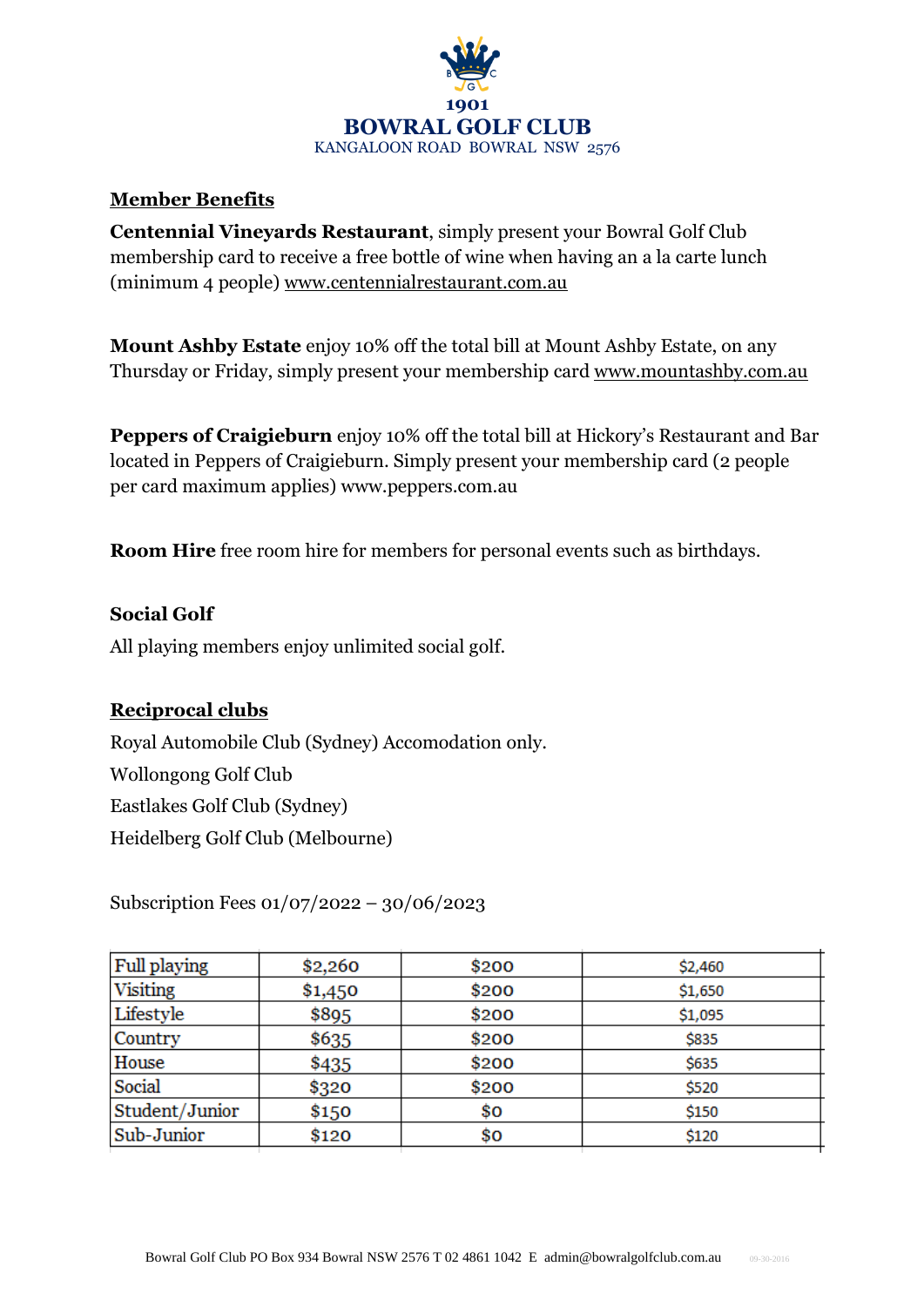1901

**BOWRAL GOLF CLUB**

KANGALOON ROAD BOWRAL NSW 2576

**Member Benefits**

**Centennial Vineyards Restaurant**, simply present your Bowral Golf Club membership card to receive a free bottle of wine when having an a la carte lunch (minimum 4 people) www.centennialrestaurant.com.au

**Mount Ashby Estate** enjoy 10% off the total bill at Mount Ashby Estate, on any Thursday or Friday, simply present your membership card www.mountashby.com.au

**Peppers of Craigieburn** enjoy 10% off the total bill at Hickory's Restaurant and Bar located in Peppers of Craigieburn. Simply present your membership card (2 people per card maximum applies) www.peppers.com.au

**Room Hire** free room hire for members for personal events such as birthdays.

**Social Golf**

All playing members enjoy unlimited social golf.

**Reciprocal clubs**

Royal Automobile Club (Sydney) Accomodation only.

Wollongong Golf Club

Eastlakes Golf Club (Sydney)

Heidelberg Golf Club (Melbourne)

Subscription Fees 01/07/2022 – 30/06/2023

| | | | |
|---|---|---|---|
| Full playing | $2,260 | $200 | $2,460 |
| Visiting | $1,450 | $200 | $1,650 |
| Lifestyle | $895 | $200 | $1,095 |
| Country | $635 | $200 | $835 |
| House | $435 | $200 | $635 |
| Social | $320 | $200 | $520 |
| Student/Junior | $150 | $0 | $150 |
| Sub-Junior | $120 | $0 | $120 |

Bowral Golf Club PO Box 934 Bowral NSW 2576 T 02 4861 1042 E admin@bowralgolfclub.com.au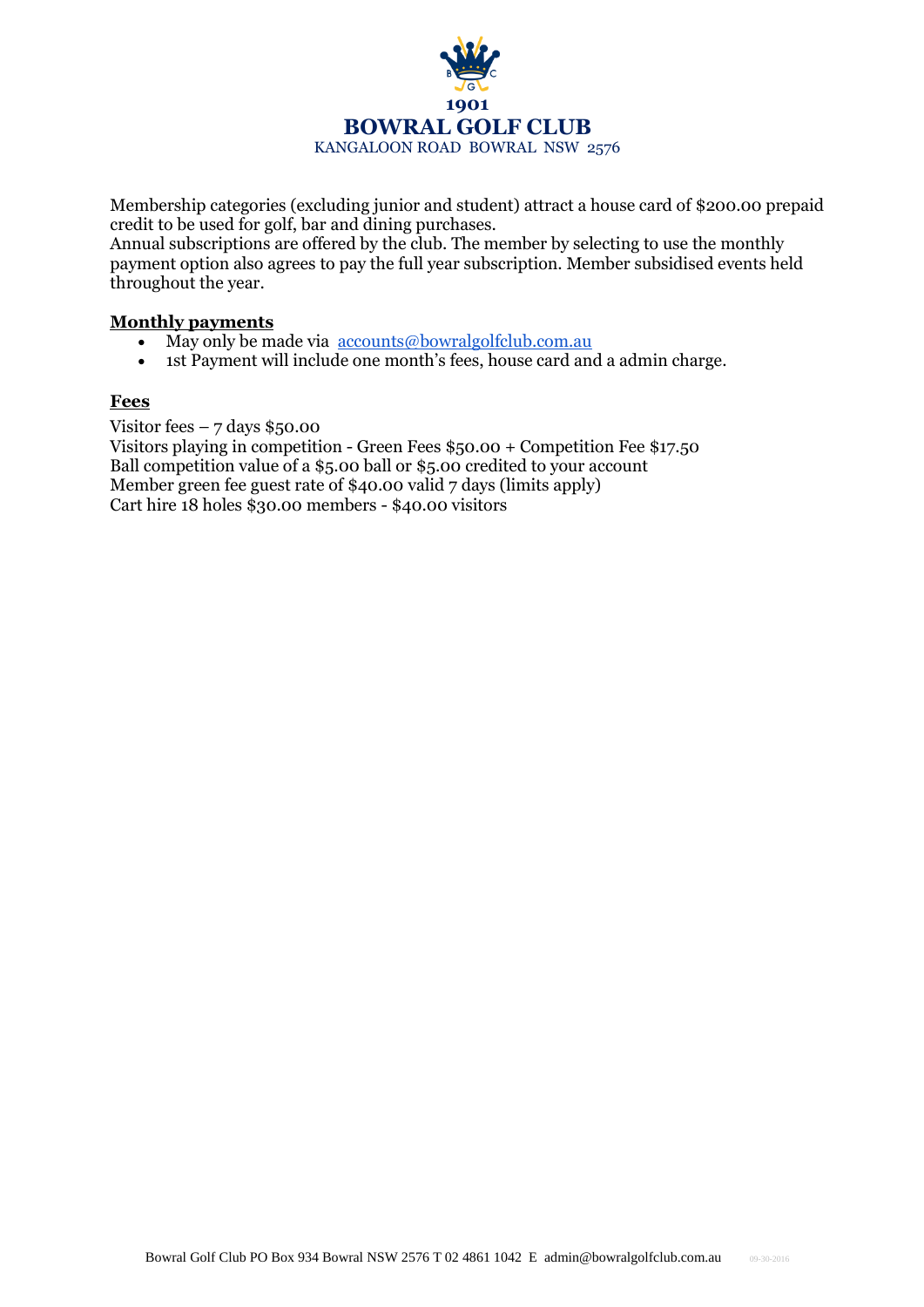1901
# BOWRAL GOLF CLUB
KANGALOON ROAD BOWRAL NSW 2576

Membership categories (excluding junior and student) attract a house card of $200.00 prepaid credit to be used for golf, bar and dining purchases.
Annual subscriptions are offered by the club. The member by selecting to use the monthly payment option also agrees to pay the full year subscription. Member subsidised events held throughout the year.

**Monthly payments**

- May only be made via accounts@bowralgolfclub.com.au
- 1st Payment will include one month's fees, house card and a admin charge.

**Fees**

Visitor fees – 7 days $50.00
Visitors playing in competition - Green Fees $50.00 + Competition Fee $17.50
Ball competition value of a $5.00 ball or $5.00 credited to your account
Member green fee guest rate of $40.00 valid 7 days (limits apply)
Cart hire 18 holes $30.00 members - $40.00 visitors

Bowral Golf Club PO Box 934 Bowral NSW 2576 T 02 4861 1042 E admin@bowralgolfclub.com.au 09-30-2016